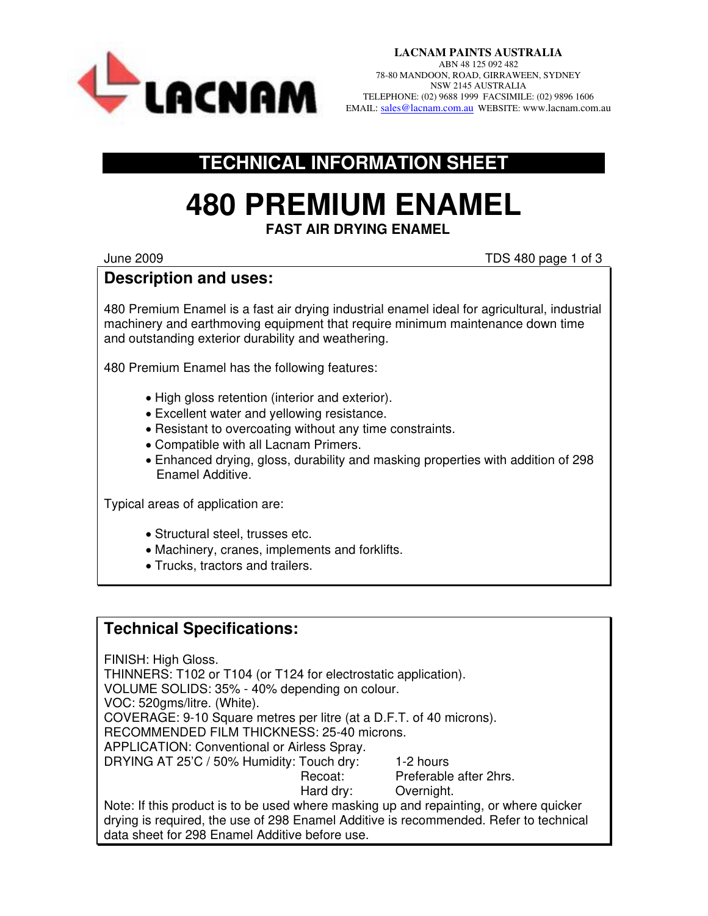**LACNAM PAINTS AUSTRALIA**
ABN 48 125 092 482
78-80 MANDOON, ROAD, GIRRAWEEN, SYDNEY
NSW 2145 AUSTRALIA
TELEPHONE: (02) 9688 1999 FACSIMILE: (02) 9896 1606
EMAIL: sales@lacnam.com.au WEBSITE: www.lacnam.com.au

## TECHNICAL INFORMATION SHEET

# 480 PREMIUM ENAMEL

**FAST AIR DRYING ENAMEL**

June 2009 TDS 480 page 1 of 3

## Description and uses:

480 Premium Enamel is a fast air drying industrial enamel ideal for agricultural, industrial machinery and earthmoving equipment that require minimum maintenance down time and outstanding exterior durability and weathering.

480 Premium Enamel has the following features:

- High gloss retention (interior and exterior).
- Excellent water and yellowing resistance.
- Resistant to overcoating without any time constraints.
- Compatible with all Lacnam Primers.
- Enhanced drying, gloss, durability and masking properties with addition of 298 Enamel Additive.

Typical areas of application are:

- Structural steel, trusses etc.
- Machinery, cranes, implements and forklifts.
- Trucks, tractors and trailers.

## Technical Specifications:

FINISH: High Gloss.
THINNERS: T102 or T104 (or T124 for electrostatic application).
VOLUME SOLIDS: 35% - 40% depending on colour.
VOC: 520gms/litre. (White).
COVERAGE: 9-10 Square metres per litre (at a D.F.T. of 40 microns).
RECOMMENDED FILM THICKNESS: 25-40 microns.
APPLICATION: Conventional or Airless Spray.
DRYING AT 25'C / 50% Humidity: Touch dry: 1-2 hours
Recoat: Preferable after 2hrs.
Hard dry: Overnight.

Note: If this product is to be used where masking up and repainting, or where quicker drying is required, the use of 298 Enamel Additive is recommended. Refer to technical data sheet for 298 Enamel Additive before use.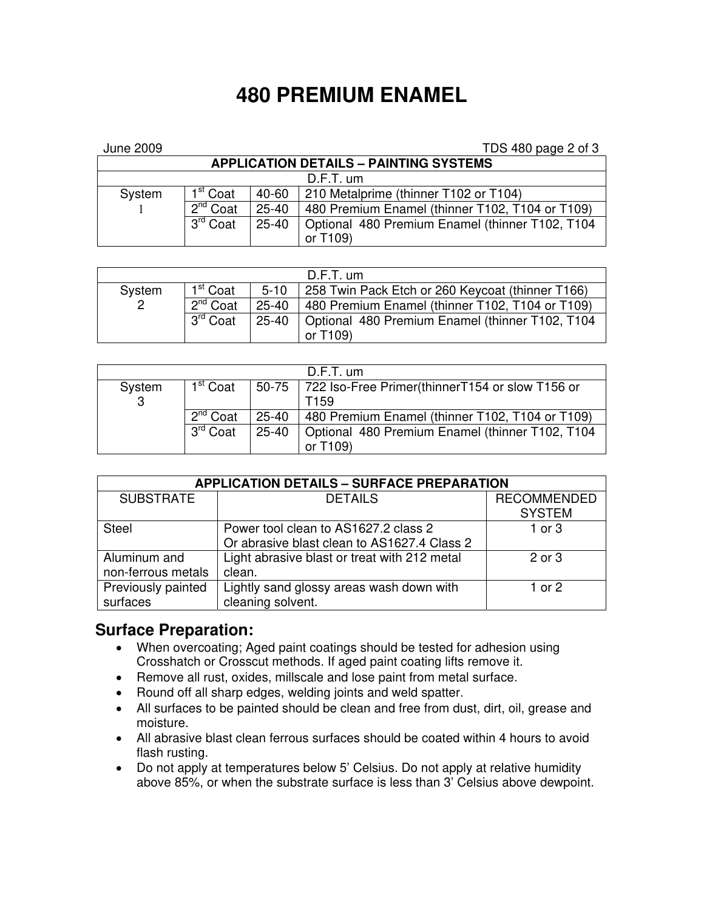# 480 PREMIUM ENAMEL

June 2009

| APPLICATION DETAILS – PAINTING SYSTEMS | | | |
|---|---|---|---|
| | | D.F.T. um | |
| System 1 | 1st Coat | 40-60 | 210 Metalprime (thinner T102 or T104) |
| | 2nd Coat | 25-40 | 480 Premium Enamel (thinner T102, T104 or T109) |
| | 3rd Coat | 25-40 | Optional 480 Premium Enamel (thinner T102, T104 or T109) |

| | | D.F.T. um | |
|---|---|---|---|
| System 2 | 1st Coat | 5-10 | 258 Twin Pack Etch or 260 Keycoat (thinner T166) |
| | 2nd Coat | 25-40 | 480 Premium Enamel (thinner T102, T104 or T109) |
| | 3rd Coat | 25-40 | Optional 480 Premium Enamel (thinner T102, T104 or T109) |

| | | D.F.T. um | |
|---|---|---|---|
| System 3 | 1st Coat | 50-75 | 722 Iso-Free Primer(thinnerT154 or slow T156 or T159 |
| | 2nd Coat | 25-40 | 480 Premium Enamel (thinner T102, T104 or T109) |
| | 3rd Coat | 25-40 | Optional 480 Premium Enamel (thinner T102, T104 or T109) |

| APPLICATION DETAILS – SURFACE PREPARATION | | |
|---|---|---|
| SUBSTRATE | DETAILS | RECOMMENDED SYSTEM |
| Steel | Power tool clean to AS1627.2 class 2<br>Or abrasive blast clean to AS1627.4 Class 2 | 1 or 3 |
| Aluminum and non-ferrous metals | Light abrasive blast or treat with 212 metal clean. | 2 or 3 |
| Previously painted surfaces | Lightly sand glossy areas wash down with cleaning solvent. | 1 or 2 |

## Surface Preparation:

- When overcoating; Aged paint coatings should be tested for adhesion using Crosshatch or Crosscut methods. If aged paint coating lifts remove it.
- Remove all rust, oxides, millscale and lose paint from metal surface.
- Round off all sharp edges, welding joints and weld spatter.
- All surfaces to be painted should be clean and free from dust, dirt, oil, grease and moisture.
- All abrasive blast clean ferrous surfaces should be coated within 4 hours to avoid flash rusting.
- Do not apply at temperatures below 5' Celsius. Do not apply at relative humidity above 85%, or when the substrate surface is less than 3' Celsius above dewpoint.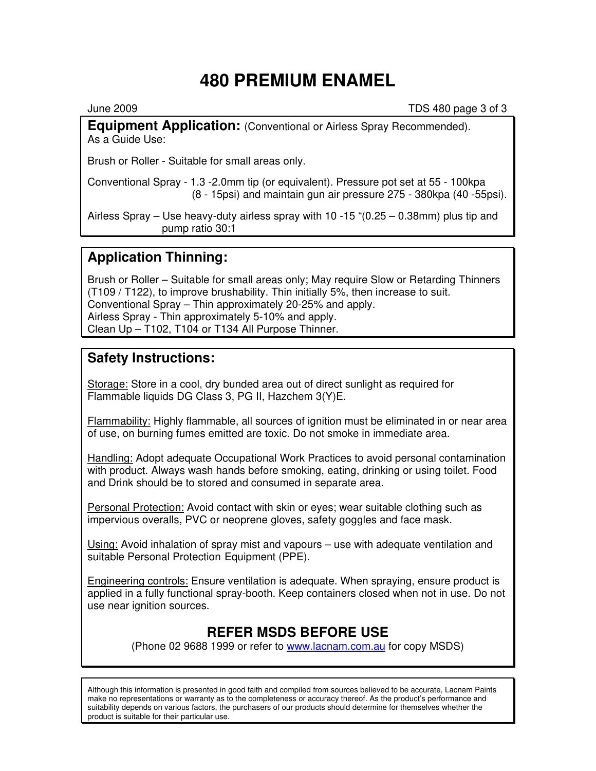# 480 PREMIUM ENAMEL

June 2009

## Equipment Application: (Conventional or Airless Spray Recommended).

As a Guide Use:

Brush or Roller - Suitable for small areas only.

Conventional Spray - 1.3 -2.0mm tip (or equivalent). Pressure pot set at 55 - 100kpa (8 - 15psi) and maintain gun air pressure 275 - 380kpa (40 -55psi).

Airless Spray – Use heavy-duty airless spray with 10 -15 "(0.25 – 0.38mm) plus tip and pump ratio 30:1

## Application Thinning:

Brush or Roller – Suitable for small areas only; May require Slow or Retarding Thinners (T109 / T122), to improve brushability. Thin initially 5%, then increase to suit.
Conventional Spray – Thin approximately 20-25% and apply.
Airless Spray - Thin approximately 5-10% and apply.
Clean Up – T102, T104 or T134 All Purpose Thinner.

## Safety Instructions:

Storage: Store in a cool, dry bunded area out of direct sunlight as required for Flammable liquids DG Class 3, PG II, Hazchem 3(Y)E.

Flammability: Highly flammable, all sources of ignition must be eliminated in or near area of use, on burning fumes emitted are toxic. Do not smoke in immediate area.

Handling: Adopt adequate Occupational Work Practices to avoid personal contamination with product. Always wash hands before smoking, eating, drinking or using toilet. Food and Drink should be to stored and consumed in separate area.

Personal Protection: Avoid contact with skin or eyes; wear suitable clothing such as impervious overalls, PVC or neoprene gloves, safety goggles and face mask.

Using: Avoid inhalation of spray mist and vapours – use with adequate ventilation and suitable Personal Protection Equipment (PPE).

Engineering controls: Ensure ventilation is adequate. When spraying, ensure product is applied in a fully functional spray-booth. Keep containers closed when not in use. Do not use near ignition sources.

### REFER MSDS BEFORE USE

(Phone 02 9688 1999 or refer to www.lacnam.com.au for copy MSDS)

Although this information is presented in good faith and compiled from sources believed to be accurate, Lacnam Paints make no representations or warranty as to the completeness or accuracy thereof. As the product's performance and suitability depends on various factors, the purchasers of our products should determine for themselves whether the product is suitable for their particular use.